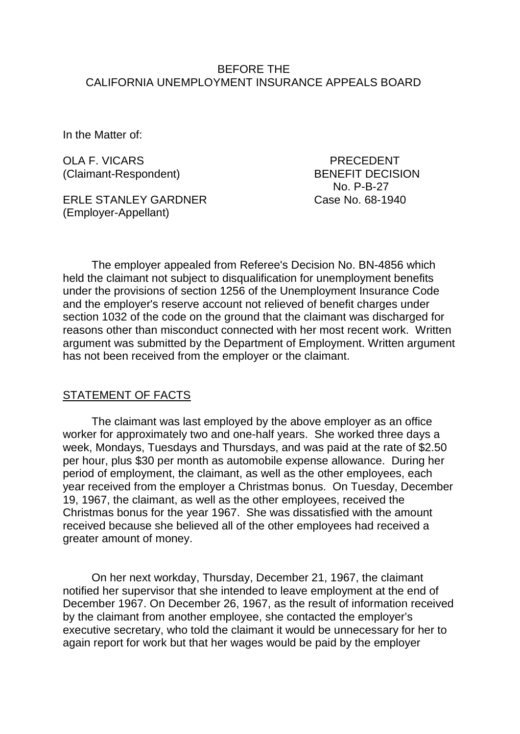BEFORE THE
CALIFORNIA UNEMPLOYMENT INSURANCE APPEALS BOARD

In the Matter of:

OLA F. VICARS
(Claimant-Respondent)

ERLE STANLEY GARDNER
(Employer-Appellant)

PRECEDENT
BENEFIT DECISION
No. P-B-27
Case No. 68-1940

The employer appealed from Referee's Decision No. BN-4856 which held the claimant not subject to disqualification for unemployment benefits under the provisions of section 1256 of the Unemployment Insurance Code and the employer's reserve account not relieved of benefit charges under section 1032 of the code on the ground that the claimant was discharged for reasons other than misconduct connected with her most recent work. Written argument was submitted by the Department of Employment. Written argument has not been received from the employer or the claimant.

## STATEMENT OF FACTS

The claimant was last employed by the above employer as an office worker for approximately two and one-half years. She worked three days a week, Mondays, Tuesdays and Thursdays, and was paid at the rate of $2.50 per hour, plus $30 per month as automobile expense allowance. During her period of employment, the claimant, as well as the other employees, each year received from the employer a Christmas bonus. On Tuesday, December 19, 1967, the claimant, as well as the other employees, received the Christmas bonus for the year 1967. She was dissatisfied with the amount received because she believed all of the other employees had received a greater amount of money.

On her next workday, Thursday, December 21, 1967, the claimant notified her supervisor that she intended to leave employment at the end of December 1967. On December 26, 1967, as the result of information received by the claimant from another employee, she contacted the employer's executive secretary, who told the claimant it would be unnecessary for her to again report for work but that her wages would be paid by the employer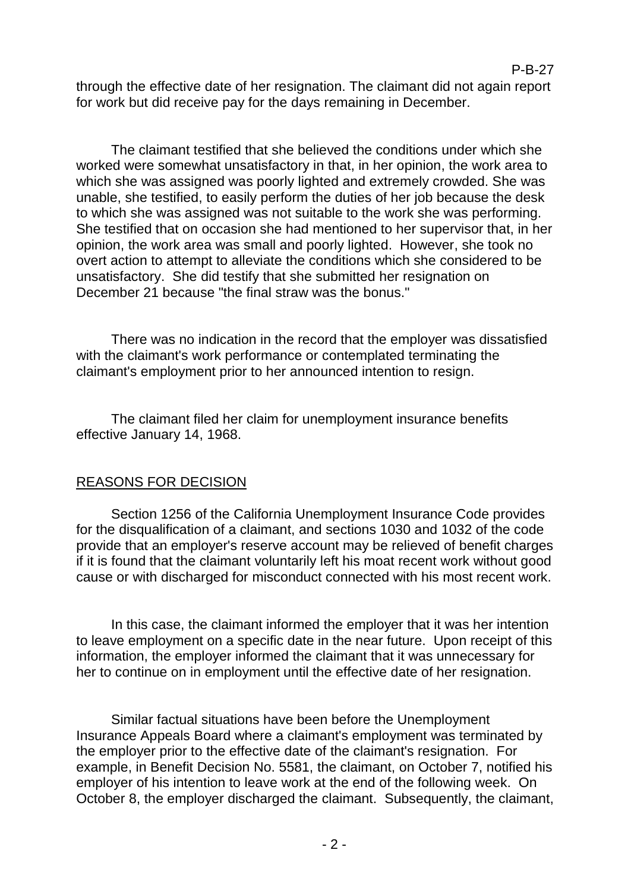through the effective date of her resignation. The claimant did not again report for work but did receive pay for the days remaining in December.

The claimant testified that she believed the conditions under which she worked were somewhat unsatisfactory in that, in her opinion, the work area to which she was assigned was poorly lighted and extremely crowded. She was unable, she testified, to easily perform the duties of her job because the desk to which she was assigned was not suitable to the work she was performing. She testified that on occasion she had mentioned to her supervisor that, in her opinion, the work area was small and poorly lighted. However, she took no overt action to attempt to alleviate the conditions which she considered to be unsatisfactory. She did testify that she submitted her resignation on December 21 because "the final straw was the bonus."

There was no indication in the record that the employer was dissatisfied with the claimant's work performance or contemplated terminating the claimant's employment prior to her announced intention to resign.

The claimant filed her claim for unemployment insurance benefits effective January 14, 1968.

## REASONS FOR DECISION

Section 1256 of the California Unemployment Insurance Code provides for the disqualification of a claimant, and sections 1030 and 1032 of the code provide that an employer's reserve account may be relieved of benefit charges if it is found that the claimant voluntarily left his moat recent work without good cause or with discharged for misconduct connected with his most recent work.

In this case, the claimant informed the employer that it was her intention to leave employment on a specific date in the near future. Upon receipt of this information, the employer informed the claimant that it was unnecessary for her to continue on in employment until the effective date of her resignation.

Similar factual situations have been before the Unemployment Insurance Appeals Board where a claimant's employment was terminated by the employer prior to the effective date of the claimant's resignation. For example, in Benefit Decision No. 5581, the claimant, on October 7, notified his employer of his intention to leave work at the end of the following week. On October 8, the employer discharged the claimant. Subsequently, the claimant,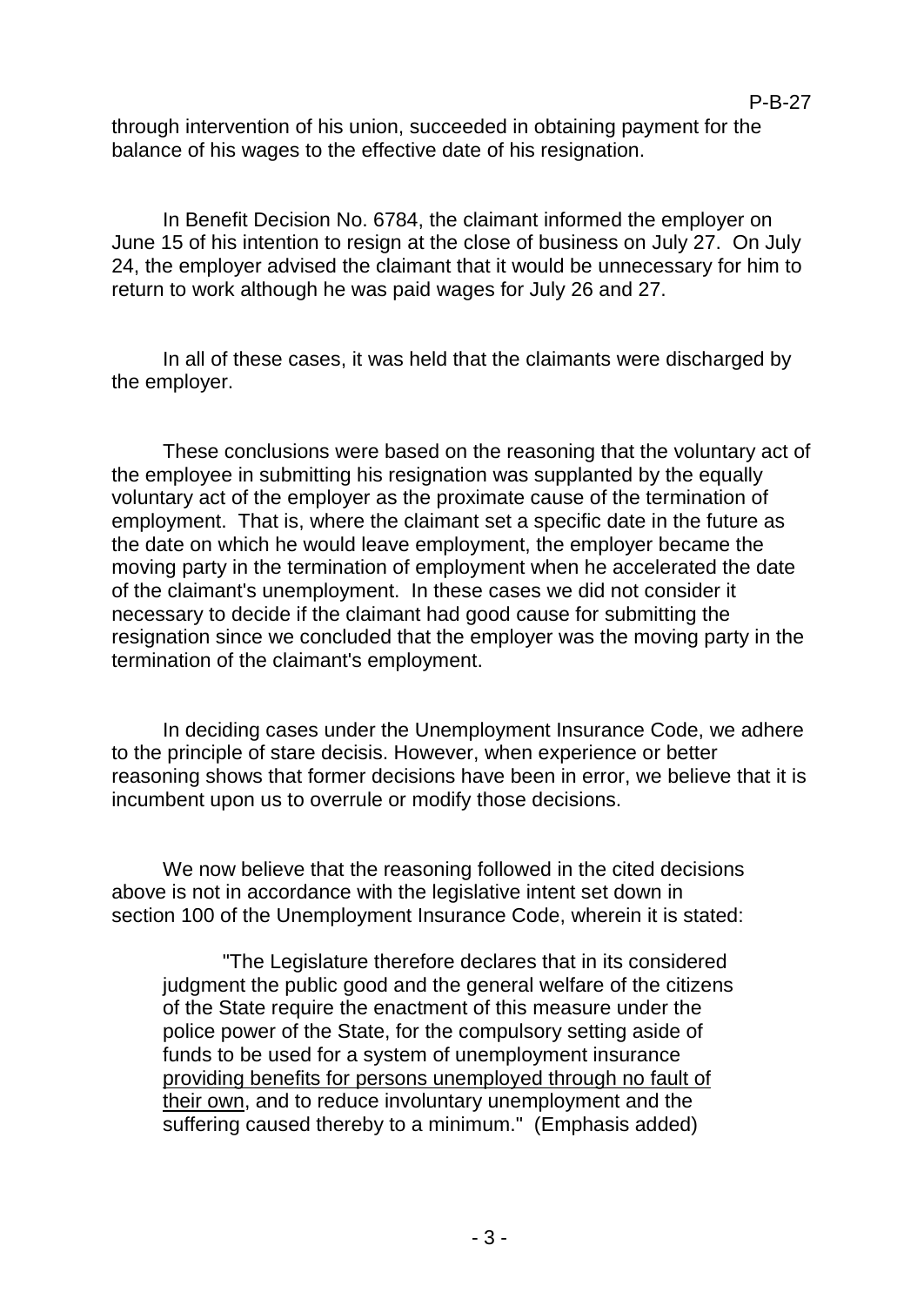through intervention of his union, succeeded in obtaining payment for the balance of his wages to the effective date of his resignation.

In Benefit Decision No. 6784, the claimant informed the employer on June 15 of his intention to resign at the close of business on July 27. On July 24, the employer advised the claimant that it would be unnecessary for him to return to work although he was paid wages for July 26 and 27.

In all of these cases, it was held that the claimants were discharged by the employer.

These conclusions were based on the reasoning that the voluntary act of the employee in submitting his resignation was supplanted by the equally voluntary act of the employer as the proximate cause of the termination of employment. That is, where the claimant set a specific date in the future as the date on which he would leave employment, the employer became the moving party in the termination of employment when he accelerated the date of the claimant's unemployment. In these cases we did not consider it necessary to decide if the claimant had good cause for submitting the resignation since we concluded that the employer was the moving party in the termination of the claimant's employment.

In deciding cases under the Unemployment Insurance Code, we adhere to the principle of stare decisis. However, when experience or better reasoning shows that former decisions have been in error, we believe that it is incumbent upon us to overrule or modify those decisions.

We now believe that the reasoning followed in the cited decisions above is not in accordance with the legislative intent set down in section 100 of the Unemployment Insurance Code, wherein it is stated:

> "The Legislature therefore declares that in its considered judgment the public good and the general welfare of the citizens of the State require the enactment of this measure under the police power of the State, for the compulsory setting aside of funds to be used for a system of unemployment insurance <u>providing benefits for persons unemployed through no fault of their own</u>, and to reduce involuntary unemployment and the suffering caused thereby to a minimum." (Emphasis added)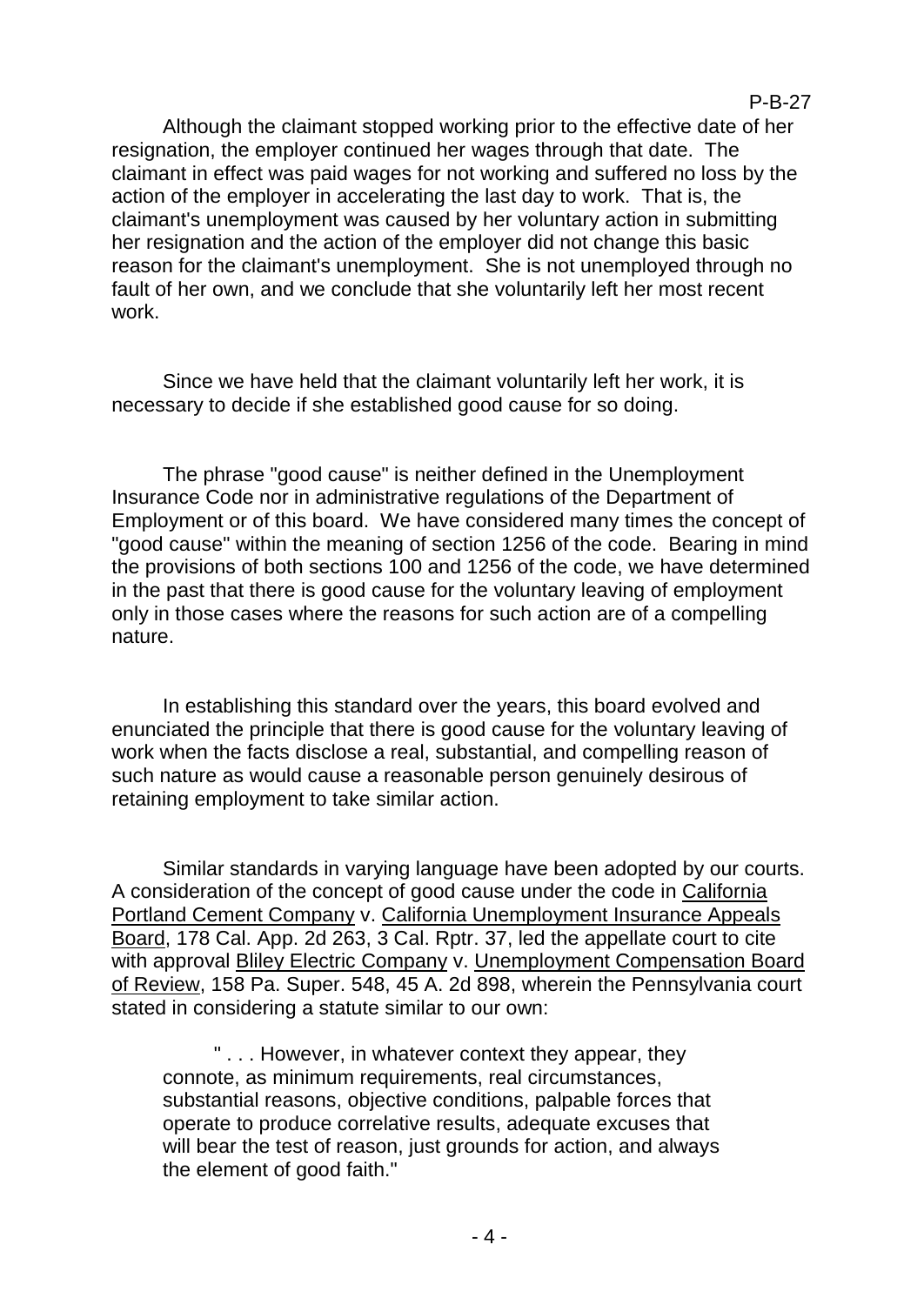Although the claimant stopped working prior to the effective date of her resignation, the employer continued her wages through that date. The claimant in effect was paid wages for not working and suffered no loss by the action of the employer in accelerating the last day to work. That is, the claimant's unemployment was caused by her voluntary action in submitting her resignation and the action of the employer did not change this basic reason for the claimant's unemployment. She is not unemployed through no fault of her own, and we conclude that she voluntarily left her most recent work.

Since we have held that the claimant voluntarily left her work, it is necessary to decide if she established good cause for so doing.

The phrase "good cause" is neither defined in the Unemployment Insurance Code nor in administrative regulations of the Department of Employment or of this board. We have considered many times the concept of "good cause" within the meaning of section 1256 of the code. Bearing in mind the provisions of both sections 100 and 1256 of the code, we have determined in the past that there is good cause for the voluntary leaving of employment only in those cases where the reasons for such action are of a compelling nature.

In establishing this standard over the years, this board evolved and enunciated the principle that there is good cause for the voluntary leaving of work when the facts disclose a real, substantial, and compelling reason of such nature as would cause a reasonable person genuinely desirous of retaining employment to take similar action.

Similar standards in varying language have been adopted by our courts. A consideration of the concept of good cause under the code in California Portland Cement Company v. California Unemployment Insurance Appeals Board, 178 Cal. App. 2d 263, 3 Cal. Rptr. 37, led the appellate court to cite with approval Bliley Electric Company v. Unemployment Compensation Board of Review, 158 Pa. Super. 548, 45 A. 2d 898, wherein the Pennsylvania court stated in considering a statute similar to our own:

> " . . . However, in whatever context they appear, they connote, as minimum requirements, real circumstances, substantial reasons, objective conditions, palpable forces that operate to produce correlative results, adequate excuses that will bear the test of reason, just grounds for action, and always the element of good faith."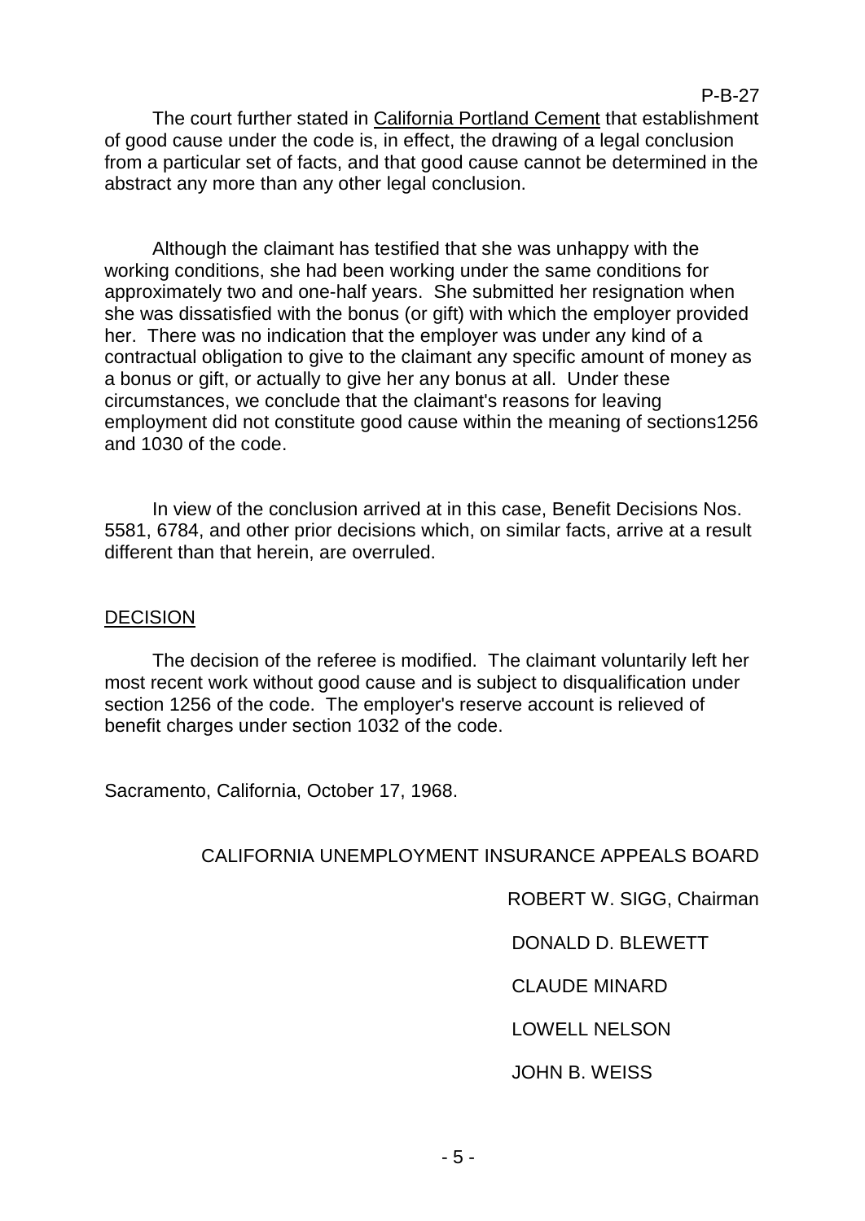The court further stated in California Portland Cement that establishment of good cause under the code is, in effect, the drawing of a legal conclusion from a particular set of facts, and that good cause cannot be determined in the abstract any more than any other legal conclusion.

Although the claimant has testified that she was unhappy with the working conditions, she had been working under the same conditions for approximately two and one-half years. She submitted her resignation when she was dissatisfied with the bonus (or gift) with which the employer provided her. There was no indication that the employer was under any kind of a contractual obligation to give to the claimant any specific amount of money as a bonus or gift, or actually to give her any bonus at all. Under these circumstances, we conclude that the claimant's reasons for leaving employment did not constitute good cause within the meaning of sections1256 and 1030 of the code.

In view of the conclusion arrived at in this case, Benefit Decisions Nos. 5581, 6784, and other prior decisions which, on similar facts, arrive at a result different than that herein, are overruled.

DECISION

The decision of the referee is modified. The claimant voluntarily left her most recent work without good cause and is subject to disqualification under section 1256 of the code. The employer's reserve account is relieved of benefit charges under section 1032 of the code.

Sacramento, California, October 17, 1968.

CALIFORNIA UNEMPLOYMENT INSURANCE APPEALS BOARD

ROBERT W. SIGG, Chairman

DONALD D. BLEWETT

CLAUDE MINARD

LOWELL NELSON

JOHN B. WEISS